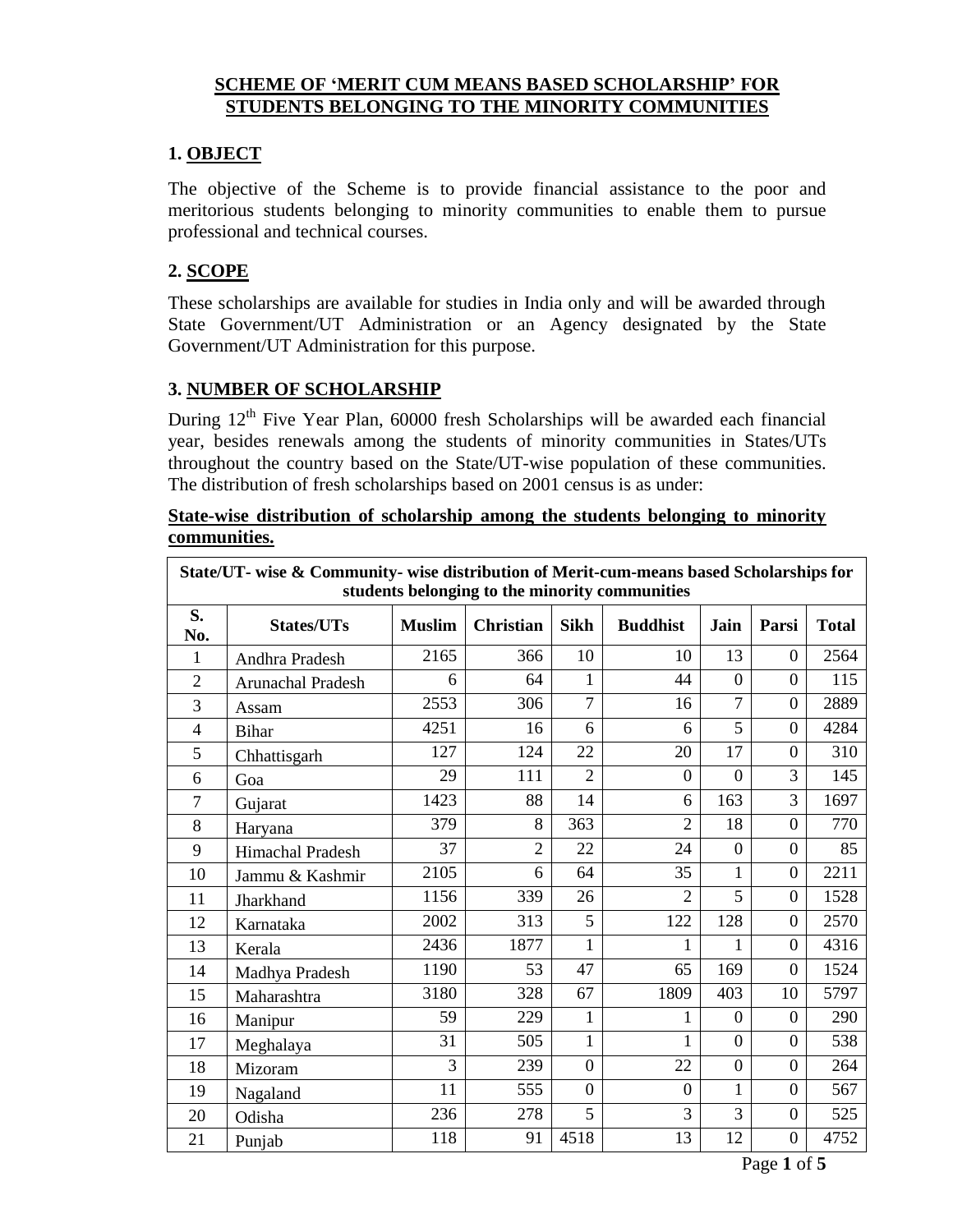# SCHEME OF 'MERIT CUM MEANS BASED SCHOLARSHIP' FOR STUDENTS BELONGING TO THE MINORITY COMMUNITIES

## 1. OBJECT

The objective of the Scheme is to provide financial assistance to the poor and meritorious students belonging to minority communities to enable them to pursue professional and technical courses.

## 2. SCOPE

These scholarships are available for studies in India only and will be awarded through State Government/UT Administration or an Agency designated by the State Government/UT Administration for this purpose.

## 3. NUMBER OF SCHOLARSHIP

During 12th Five Year Plan, 60000 fresh Scholarships will be awarded each financial year, besides renewals among the students of minority communities in States/UTs throughout the country based on the State/UT-wise population of these communities. The distribution of fresh scholarships based on 2001 census is as under:

**State-wise distribution of scholarship among the students belonging to minority communities.**

**State/UT- wise & Community- wise distribution of Merit-cum-means based Scholarships for students belonging to the minority communities**

| S. No. | States/UTs | Muslim | Christian | Sikh | Buddhist | Jain | Parsi | Total |
|---|---|---|---|---|---|---|---|---|
| 1 | Andhra Pradesh | 2165 | 366 | 10 | 10 | 13 | 0 | 2564 |
| 2 | Arunachal Pradesh | 6 | 64 | 1 | 44 | 0 | 0 | 115 |
| 3 | Assam | 2553 | 306 | 7 | 16 | 7 | 0 | 2889 |
| 4 | Bihar | 4251 | 16 | 6 | 6 | 5 | 0 | 4284 |
| 5 | Chhattisgarh | 127 | 124 | 22 | 20 | 17 | 0 | 310 |
| 6 | Goa | 29 | 111 | 2 | 0 | 0 | 3 | 145 |
| 7 | Gujarat | 1423 | 88 | 14 | 6 | 163 | 3 | 1697 |
| 8 | Haryana | 379 | 8 | 363 | 2 | 18 | 0 | 770 |
| 9 | Himachal Pradesh | 37 | 2 | 22 | 24 | 0 | 0 | 85 |
| 10 | Jammu & Kashmir | 2105 | 6 | 64 | 35 | 1 | 0 | 2211 |
| 11 | Jharkhand | 1156 | 339 | 26 | 2 | 5 | 0 | 1528 |
| 12 | Karnataka | 2002 | 313 | 5 | 122 | 128 | 0 | 2570 |
| 13 | Kerala | 2436 | 1877 | 1 | 1 | 1 | 0 | 4316 |
| 14 | Madhya Pradesh | 1190 | 53 | 47 | 65 | 169 | 0 | 1524 |
| 15 | Maharashtra | 3180 | 328 | 67 | 1809 | 403 | 10 | 5797 |
| 16 | Manipur | 59 | 229 | 1 | 1 | 0 | 0 | 290 |
| 17 | Meghalaya | 31 | 505 | 1 | 1 | 0 | 0 | 538 |
| 18 | Mizoram | 3 | 239 | 0 | 22 | 0 | 0 | 264 |
| 19 | Nagaland | 11 | 555 | 0 | 0 | 1 | 0 | 567 |
| 20 | Odisha | 236 | 278 | 5 | 3 | 3 | 0 | 525 |
| 21 | Punjab | 118 | 91 | 4518 | 13 | 12 | 0 | 4752 |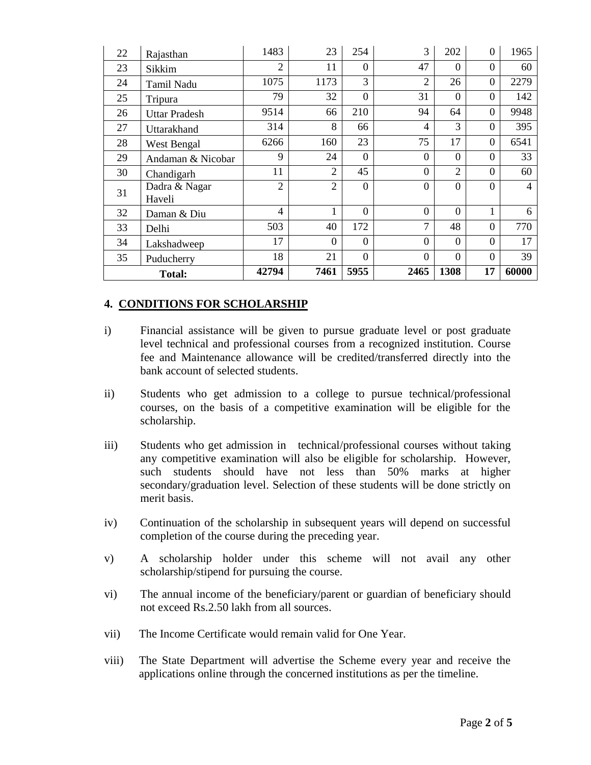| 22 | Rajasthan | 1483 | 23 | 254 | 3 | 202 | 0 | 1965 |
|---|---|---|---|---|---|---|---|---|
| 23 | Sikkim | 2 | 11 | 0 | 47 | 0 | 0 | 60 |
| 24 | Tamil Nadu | 1075 | 1173 | 3 | 2 | 26 | 0 | 2279 |
| 25 | Tripura | 79 | 32 | 0 | 31 | 0 | 0 | 142 |
| 26 | Uttar Pradesh | 9514 | 66 | 210 | 94 | 64 | 0 | 9948 |
| 27 | Uttarakhand | 314 | 8 | 66 | 4 | 3 | 0 | 395 |
| 28 | West Bengal | 6266 | 160 | 23 | 75 | 17 | 0 | 6541 |
| 29 | Andaman & Nicobar | 9 | 24 | 0 | 0 | 0 | 0 | 33 |
| 30 | Chandigarh | 11 | 2 | 45 | 0 | 2 | 0 | 60 |
| 31 | Dadra & Nagar Haveli | 2 | 2 | 0 | 0 | 0 | 0 | 4 |
| 32 | Daman & Diu | 4 | 1 | 0 | 0 | 0 | 1 | 6 |
| 33 | Delhi | 503 | 40 | 172 | 7 | 48 | 0 | 770 |
| 34 | Lakshadweep | 17 | 0 | 0 | 0 | 0 | 0 | 17 |
| 35 | Puducherry | 18 | 21 | 0 | 0 | 0 | 0 | 39 |
| **Total:** | | **42794** | **7461** | **5955** | **2465** | **1308** | **17** | **60000** |

## 4. CONDITIONS FOR SCHOLARSHIP

i) Financial assistance will be given to pursue graduate level or post graduate level technical and professional courses from a recognized institution. Course fee and Maintenance allowance will be credited/transferred directly into the bank account of selected students.

ii) Students who get admission to a college to pursue technical/professional courses, on the basis of a competitive examination will be eligible for the scholarship.

iii) Students who get admission in technical/professional courses without taking any competitive examination will also be eligible for scholarship. However, such students should have not less than 50% marks at higher secondary/graduation level. Selection of these students will be done strictly on merit basis.

iv) Continuation of the scholarship in subsequent years will depend on successful completion of the course during the preceding year.

v) A scholarship holder under this scheme will not avail any other scholarship/stipend for pursuing the course.

vi) The annual income of the beneficiary/parent or guardian of beneficiary should not exceed Rs.2.50 lakh from all sources.

vii) The Income Certificate would remain valid for One Year.

viii) The State Department will advertise the Scheme every year and receive the applications online through the concerned institutions as per the timeline.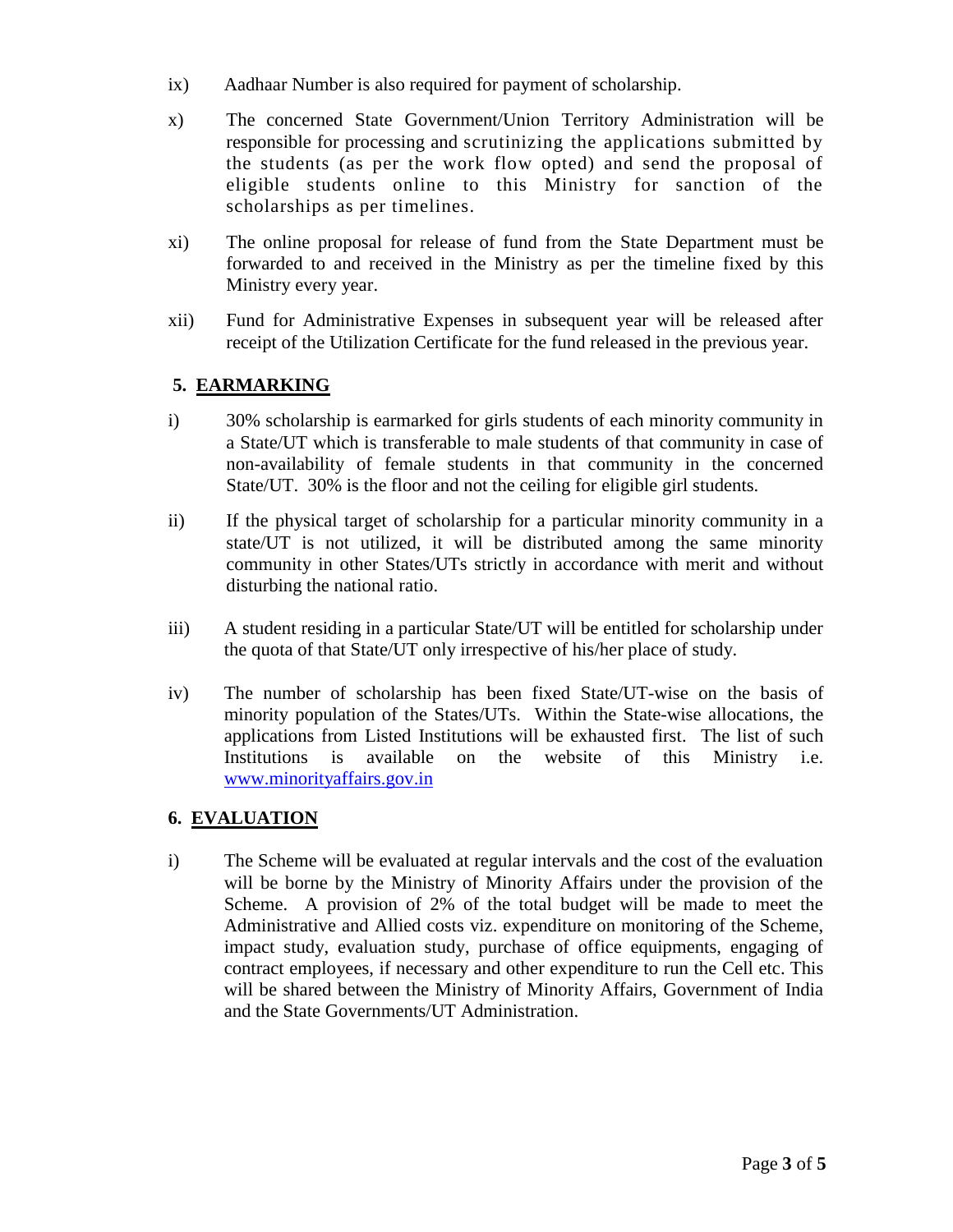ix) Aadhaar Number is also required for payment of scholarship.

x) The concerned State Government/Union Territory Administration will be responsible for processing and scrutinizing the applications submitted by the students (as per the work flow opted) and send the proposal of eligible students online to this Ministry for sanction of the scholarships as per timelines.

xi) The online proposal for release of fund from the State Department must be forwarded to and received in the Ministry as per the timeline fixed by this Ministry every year.

xii) Fund for Administrative Expenses in subsequent year will be released after receipt of the Utilization Certificate for the fund released in the previous year.

## 5. EARMARKING

i) 30% scholarship is earmarked for girls students of each minority community in a State/UT which is transferable to male students of that community in case of non-availability of female students in that community in the concerned State/UT. 30% is the floor and not the ceiling for eligible girl students.

ii) If the physical target of scholarship for a particular minority community in a state/UT is not utilized, it will be distributed among the same minority community in other States/UTs strictly in accordance with merit and without disturbing the national ratio.

iii) A student residing in a particular State/UT will be entitled for scholarship under the quota of that State/UT only irrespective of his/her place of study.

iv) The number of scholarship has been fixed State/UT-wise on the basis of minority population of the States/UTs. Within the State-wise allocations, the applications from Listed Institutions will be exhausted first. The list of such Institutions is available on the website of this Ministry i.e. [www.minorityaffairs.gov.in](http://www.minorityaffairs.gov.in)

## 6. EVALUATION

i) The Scheme will be evaluated at regular intervals and the cost of the evaluation will be borne by the Ministry of Minority Affairs under the provision of the Scheme. A provision of 2% of the total budget will be made to meet the Administrative and Allied costs viz. expenditure on monitoring of the Scheme, impact study, evaluation study, purchase of office equipments, engaging of contract employees, if necessary and other expenditure to run the Cell etc. This will be shared between the Ministry of Minority Affairs, Government of India and the State Governments/UT Administration.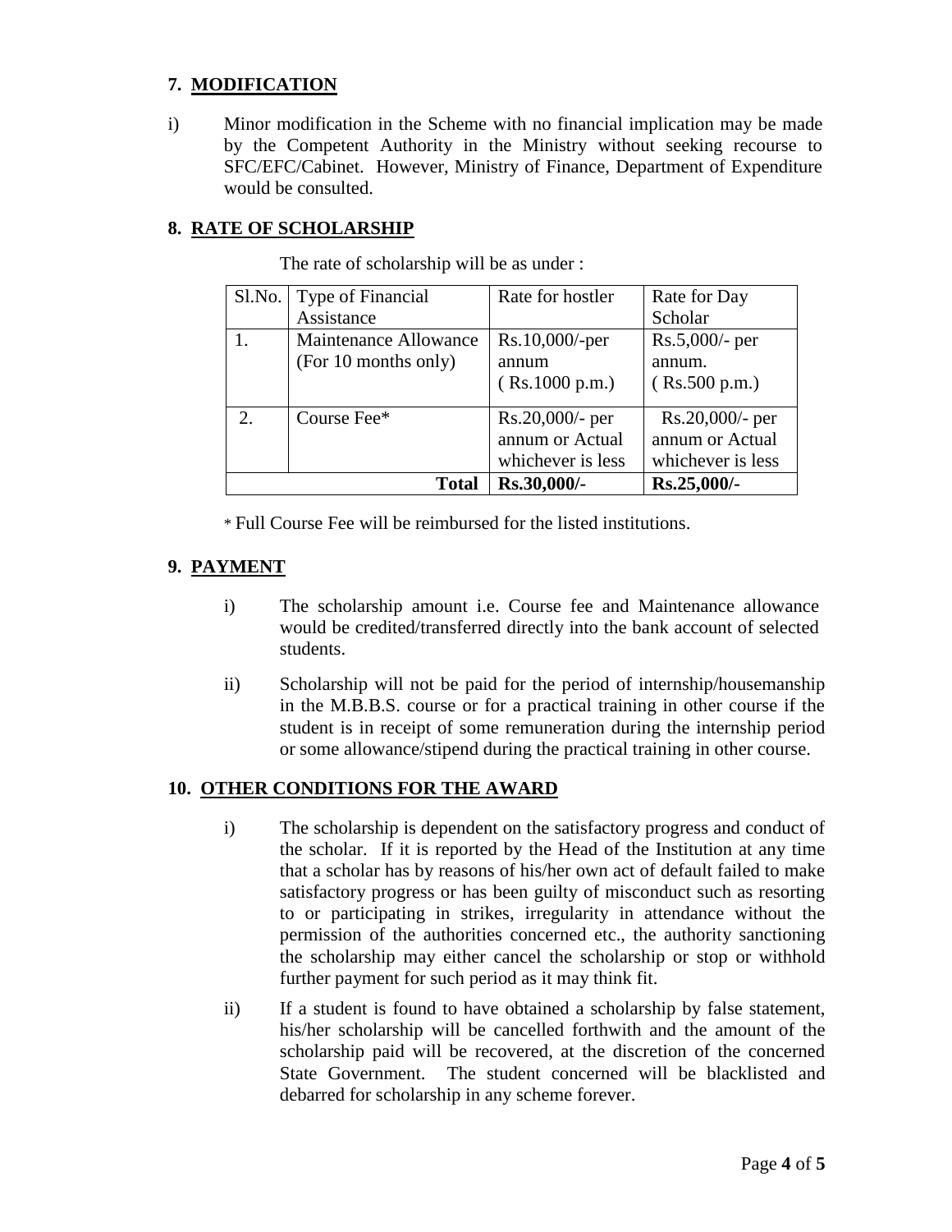## 7. MODIFICATION

i) Minor modification in the Scheme with no financial implication may be made by the Competent Authority in the Ministry without seeking recourse to SFC/EFC/Cabinet. However, Ministry of Finance, Department of Expenditure would be consulted.

## 8. RATE OF SCHOLARSHIP

The rate of scholarship will be as under :

| Sl.No. | Type of Financial Assistance | Rate for hostler | Rate for Day Scholar |
|---|---|---|---|
| 1. | Maintenance Allowance (For 10 months only) | Rs.10,000/-per annum ( Rs.1000 p.m.) | Rs.5,000/- per annum. ( Rs.500 p.m.) |
| 2. | Course Fee* | Rs.20,000/- per annum or Actual whichever is less | Rs.20,000/- per annum or Actual whichever is less |
| | **Total** | **Rs.30,000/-** | **Rs.25,000/-** |

* Full Course Fee will be reimbursed for the listed institutions.

## 9. PAYMENT

i) The scholarship amount i.e. Course fee and Maintenance allowance would be credited/transferred directly into the bank account of selected students.

ii) Scholarship will not be paid for the period of internship/housemanship in the M.B.B.S. course or for a practical training in other course if the student is in receipt of some remuneration during the internship period or some allowance/stipend during the practical training in other course.

## 10. OTHER CONDITIONS FOR THE AWARD

i) The scholarship is dependent on the satisfactory progress and conduct of the scholar. If it is reported by the Head of the Institution at any time that a scholar has by reasons of his/her own act of default failed to make satisfactory progress or has been guilty of misconduct such as resorting to or participating in strikes, irregularity in attendance without the permission of the authorities concerned etc., the authority sanctioning the scholarship may either cancel the scholarship or stop or withhold further payment for such period as it may think fit.

ii) If a student is found to have obtained a scholarship by false statement, his/her scholarship will be cancelled forthwith and the amount of the scholarship paid will be recovered, at the discretion of the concerned State Government. The student concerned will be blacklisted and debarred for scholarship in any scheme forever.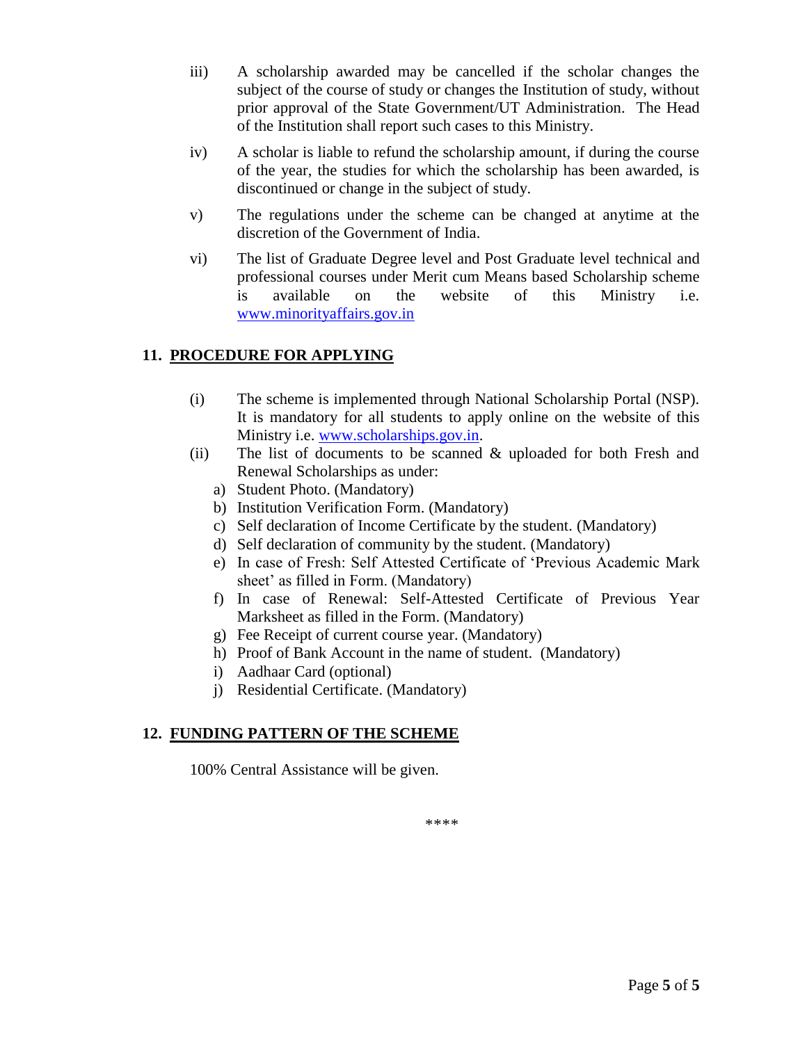iii) A scholarship awarded may be cancelled if the scholar changes the subject of the course of study or changes the Institution of study, without prior approval of the State Government/UT Administration. The Head of the Institution shall report such cases to this Ministry.

iv) A scholar is liable to refund the scholarship amount, if during the course of the year, the studies for which the scholarship has been awarded, is discontinued or change in the subject of study.

v) The regulations under the scheme can be changed at anytime at the discretion of the Government of India.

vi) The list of Graduate Degree level and Post Graduate level technical and professional courses under Merit cum Means based Scholarship scheme is available on the website of this Ministry i.e. [www.minorityaffairs.gov.in](http://www.minorityaffairs.gov.in)

## 11. PROCEDURE FOR APPLYING

(i) The scheme is implemented through National Scholarship Portal (NSP). It is mandatory for all students to apply online on the website of this Ministry i.e. [www.scholarships.gov.in](http://www.scholarships.gov.in).

(ii) The list of documents to be scanned & uploaded for both Fresh and Renewal Scholarships as under:

a) Student Photo. (Mandatory)
b) Institution Verification Form. (Mandatory)
c) Self declaration of Income Certificate by the student. (Mandatory)
d) Self declaration of community by the student. (Mandatory)
e) In case of Fresh: Self Attested Certificate of 'Previous Academic Mark sheet' as filled in Form. (Mandatory)
f) In case of Renewal: Self-Attested Certificate of Previous Year Marksheet as filled in the Form. (Mandatory)
g) Fee Receipt of current course year. (Mandatory)
h) Proof of Bank Account in the name of student. (Mandatory)
i) Aadhaar Card (optional)
j) Residential Certificate. (Mandatory)

## 12. FUNDING PATTERN OF THE SCHEME

100% Central Assistance will be given.

****